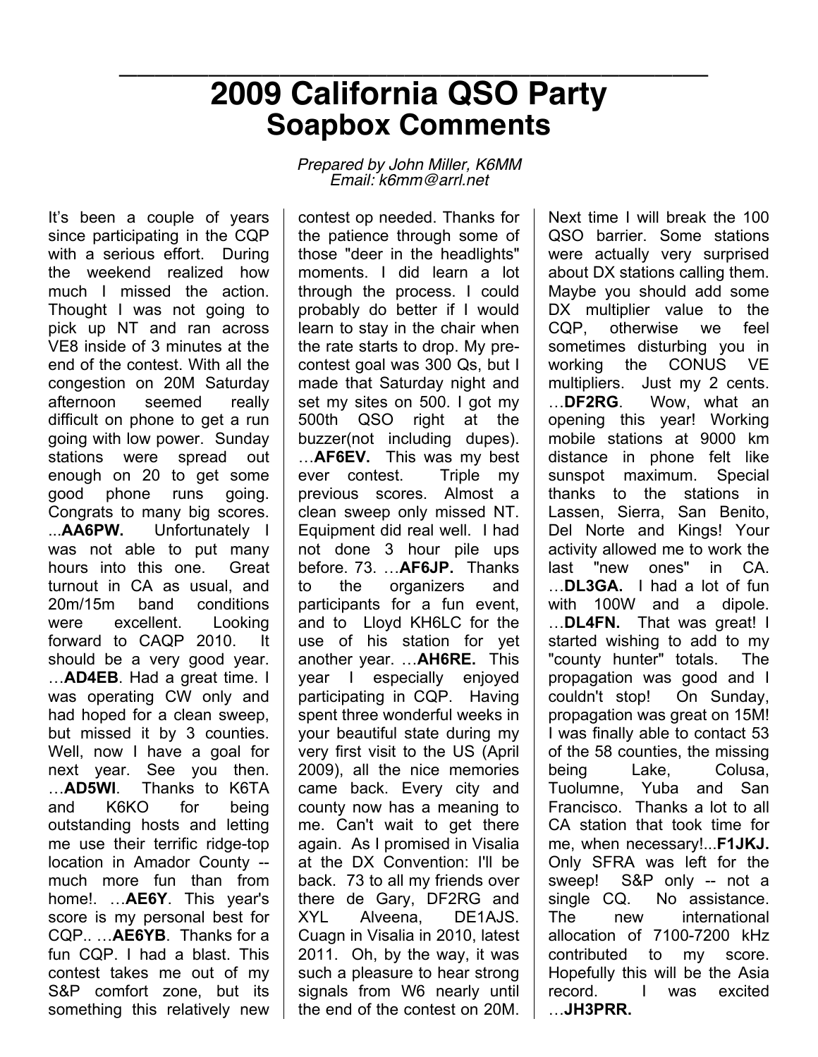# 2009 California QSO Party
## Soapbox Comments

*Prepared by John Miller, K6MM*
*Email: k6mm@arrl.net*

It's been a couple of years since participating in the CQP with a serious effort. During the weekend realized how much I missed the action. Thought I was not going to pick up NT and ran across VE8 inside of 3 minutes at the end of the contest. With all the congestion on 20M Saturday afternoon seemed really difficult on phone to get a run going with low power. Sunday stations were spread out enough on 20 to get some good phone runs going. Congrats to many big scores. ...**AA6PW.** Unfortunately I was not able to put many hours into this one. Great turnout in CA as usual, and 20m/15m band conditions were excellent. Looking forward to CAQP 2010. It should be a very good year. …**AD4EB**. Had a great time. I was operating CW only and had hoped for a clean sweep, but missed it by 3 counties. Well, now I have a goal for next year. See you then. …**AD5WI**. Thanks to K6TA and K6KO for being outstanding hosts and letting me use their terrific ridge-top location in Amador County -- much more fun than from home!. …**AE6Y**. This year's score is my personal best for CQP.. …**AE6YB**. Thanks for a fun CQP. I had a blast. This contest takes me out of my S&P comfort zone, but its something this relatively new contest op needed. Thanks for the patience through some of those "deer in the headlights" moments. I did learn a lot through the process. I could probably do better if I would learn to stay in the chair when the rate starts to drop. My pre-contest goal was 300 Qs, but I made that Saturday night and set my sites on 500. I got my 500th QSO right at the buzzer(not including dupes). …**AF6EV.** This was my best ever contest. Triple my previous scores. Almost a clean sweep only missed NT. Equipment did real well. I had not done 3 hour pile ups before. 73. …**AF6JP.** Thanks to the organizers and participants for a fun event, and to Lloyd KH6LC for the use of his station for yet another year. …**AH6RE.** This year I especially enjoyed participating in CQP. Having spent three wonderful weeks in your beautiful state during my very first visit to the US (April 2009), all the nice memories came back. Every city and county now has a meaning to me. Can't wait to get there again. As I promised in Visalia at the DX Convention: I'll be back. 73 to all my friends over there de Gary, DF2RG and XYL Alveena, DE1AJS. Cuagn in Visalia in 2010, latest 2011. Oh, by the way, it was such a pleasure to hear strong signals from W6 nearly until the end of the contest on 20M. Next time I will break the 100 QSO barrier. Some stations were actually very surprised about DX stations calling them. Maybe you should add some DX multiplier value to the CQP, otherwise we feel sometimes disturbing you in working the CONUS VE multipliers. Just my 2 cents. …**DF2RG**. Wow, what an opening this year! Working mobile stations at 9000 km distance in phone felt like sunspot maximum. Special thanks to the stations in Lassen, Sierra, San Benito, Del Norte and Kings! Your activity allowed me to work the last "new ones" in CA. …**DL3GA.** I had a lot of fun with 100W and a dipole. …**DL4FN.** That was great! I started wishing to add to my "county hunter" totals. The propagation was good and I couldn't stop! On Sunday, propagation was great on 15M! I was finally able to contact 53 of the 58 counties, the missing being Lake, Colusa, Tuolumne, Yuba and San Francisco. Thanks a lot to all CA station that took time for me, when necessary!...**F1JKJ.** Only SFRA was left for the sweep! S&P only -- not a single CQ. No assistance. The new international allocation of 7100-7200 kHz contributed to my score. Hopefully this will be the Asia record. I was excited …**JH3PRR.**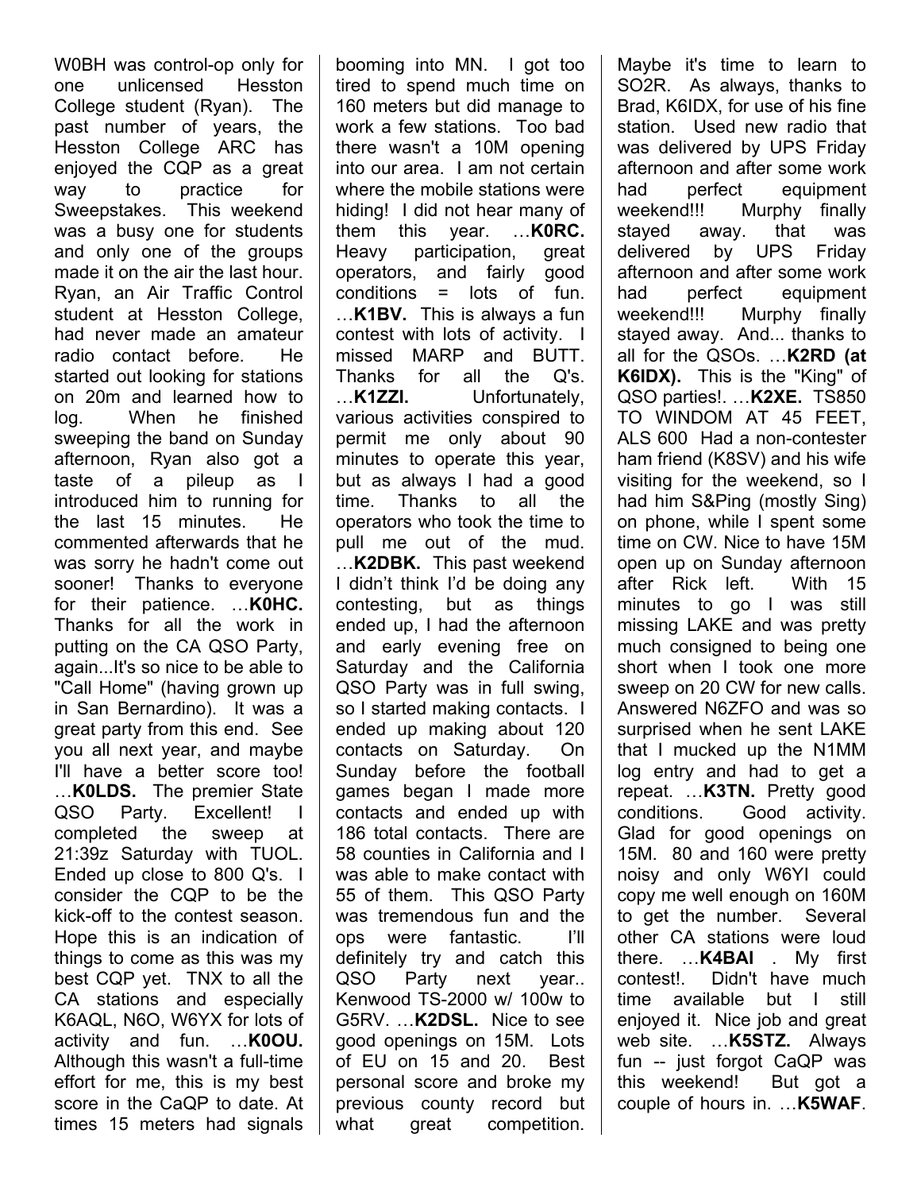W0BH was control-op only for one unlicensed Hesston College student (Ryan). The past number of years, the Hesston College ARC has enjoyed the CQP as a great way to practice for Sweepstakes. This weekend was a busy one for students and only one of the groups made it on the air the last hour. Ryan, an Air Traffic Control student at Hesston College, had never made an amateur radio contact before. He started out looking for stations on 20m and learned how to log. When he finished sweeping the band on Sunday afternoon, Ryan also got a taste of a pileup as I introduced him to running for the last 15 minutes. He commented afterwards that he was sorry he hadn't come out sooner! Thanks to everyone for their patience. …**K0HC.** Thanks for all the work in putting on the CA QSO Party, again...It's so nice to be able to "Call Home" (having grown up in San Bernardino). It was a great party from this end. See you all next year, and maybe I'll have a better score too! …**K0LDS.** The premier State QSO Party. Excellent! I completed the sweep at 21:39z Saturday with TUOL. Ended up close to 800 Q's. I consider the CQP to be the kick-off to the contest season. Hope this is an indication of things to come as this was my best CQP yet. TNX to all the CA stations and especially K6AQL, N6O, W6YX for lots of activity and fun. …**K0OU.** Although this wasn't a full-time effort for me, this is my best score in the CaQP to date. At times 15 meters had signals booming into MN. I got too tired to spend much time on 160 meters but did manage to work a few stations. Too bad there wasn't a 10M opening into our area. I am not certain where the mobile stations were hiding! I did not hear many of them this year. …**K0RC.** Heavy participation, great operators, and fairly good conditions = lots of fun. …**K1BV.** This is always a fun contest with lots of activity. I missed MARP and BUTT. Thanks for all the Q's. …**K1ZZI.** Unfortunately, various activities conspired to permit me only about 90 minutes to operate this year, but as always I had a good time. Thanks to all the operators who took the time to pull me out of the mud. …**K2DBK.** This past weekend I didn't think I'd be doing any contesting, but as things ended up, I had the afternoon and early evening free on Saturday and the California QSO Party was in full swing, so I started making contacts. I ended up making about 120 contacts on Saturday. On Sunday before the football games began I made more contacts and ended up with 186 total contacts. There are 58 counties in California and I was able to make contact with 55 of them. This QSO Party was tremendous fun and the ops were fantastic. I'll definitely try and catch this QSO Party next year.. Kenwood TS-2000 w/ 100w to G5RV. …**K2DSL.** Nice to see good openings on 15M. Lots of EU on 15 and 20. Best personal score and broke my previous county record but what great competition. Maybe it's time to learn to SO2R. As always, thanks to Brad, K6IDX, for use of his fine station. Used new radio that was delivered by UPS Friday afternoon and after some work had perfect equipment weekend!!! Murphy finally stayed away. that was delivered by UPS Friday afternoon and after some work had perfect equipment weekend!!! Murphy finally stayed away. And... thanks to all for the QSOs. …**K2RD (at K6IDX).** This is the "King" of QSO parties!. …**K2XE.** TS850 TO WINDOM AT 45 FEET, ALS 600 Had a non-contester ham friend (K8SV) and his wife visiting for the weekend, so I had him S&Ping (mostly Sing) on phone, while I spent some time on CW. Nice to have 15M open up on Sunday afternoon after Rick left. With 15 minutes to go I was still missing LAKE and was pretty much consigned to being one short when I took one more sweep on 20 CW for new calls. Answered N6ZFO and was so surprised when he sent LAKE that I mucked up the N1MM log entry and had to get a repeat. …**K3TN.** Pretty good conditions. Good activity. Glad for good openings on 15M. 80 and 160 were pretty noisy and only W6YI could copy me well enough on 160M to get the number. Several other CA stations were loud there. …**K4BAI** . My first contest!. Didn't have much time available but I still enjoyed it. Nice job and great web site. …**K5STZ.** Always fun -- just forgot CaQP was this weekend! But got a couple of hours in. …**K5WAF**.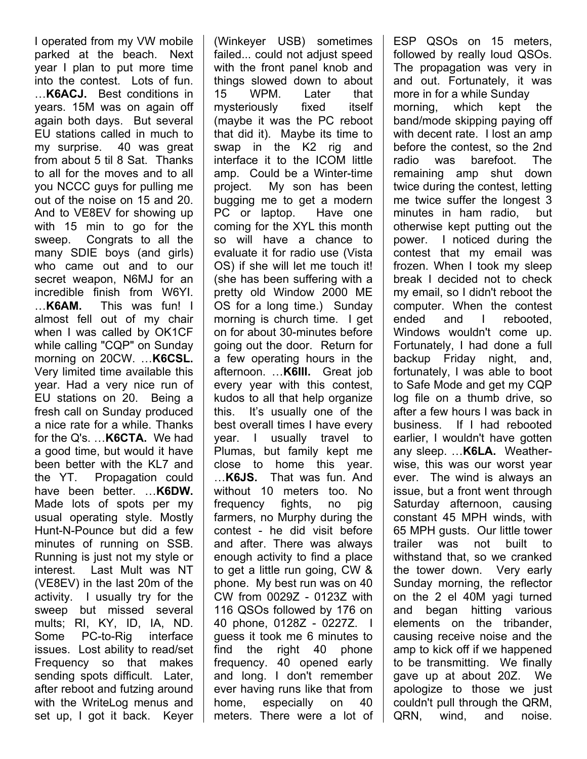I operated from my VW mobile parked at the beach. Next year I plan to put more time into the contest. Lots of fun. …**K6ACJ.** Best conditions in years. 15M was on again off again both days. But several EU stations called in much to my surprise. 40 was great from about 5 til 8 Sat. Thanks to all for the moves and to all you NCCC guys for pulling me out of the noise on 15 and 20. And to VE8EV for showing up with 15 min to go for the sweep. Congrats to all the many SDIE boys (and girls) who came out and to our secret weapon, N6MJ for an incredible finish from W6YI. …**K6AM.** This was fun! I almost fell out of my chair when I was called by OK1CF while calling "CQP" on Sunday morning on 20CW. …**K6CSL.** Very limited time available this year. Had a very nice run of EU stations on 20. Being a fresh call on Sunday produced a nice rate for a while. Thanks for the Q's. …**K6CTA.** We had a good time, but would it have been better with the KL7 and the YT. Propagation could have been better. …**K6DW.** Made lots of spots per my usual operating style. Mostly Hunt-N-Pounce but did a few minutes of running on SSB. Running is just not my style or interest. Last Mult was NT (VE8EV) in the last 20m of the activity. I usually try for the sweep but missed several mults; RI, KY, ID, IA, ND. Some PC-to-Rig interface issues. Lost ability to read/set Frequency so that makes sending spots difficult. Later, after reboot and futzing around with the WriteLog menus and set up, I got it back. Keyer (Winkeyer USB) sometimes failed... could not adjust speed with the front panel knob and things slowed down to about 15 WPM. Later that mysteriously fixed itself (maybe it was the PC reboot that did it). Maybe its time to swap in the K2 rig and interface it to the ICOM little amp. Could be a Winter-time project. My son has been bugging me to get a modern PC or laptop. Have one coming for the XYL this month so will have a chance to evaluate it for radio use (Vista OS) if she will let me touch it! (she has been suffering with a pretty old Window 2000 ME OS for a long time.) Sunday morning is church time. I get on for about 30-minutes before going out the door. Return for a few operating hours in the afternoon. …**K6III.** Great job every year with this contest, kudos to all that help organize this. It's usually one of the best overall times I have every year. I usually travel to Plumas, but family kept me close to home this year. …**K6JS.** That was fun. And without 10 meters too. No frequency fights, no pig farmers, no Murphy during the contest - he did visit before and after. There was always enough activity to find a place to get a little run going, CW & phone. My best run was on 40 CW from 0029Z - 0123Z with 116 QSOs followed by 176 on 40 phone, 0128Z - 0227Z. I guess it took me 6 minutes to find the right 40 phone frequency. 40 opened early and long. I don't remember ever having runs like that from home, especially on 40 meters. There were a lot of ESP QSOs on 15 meters, followed by really loud QSOs. The propagation was very in and out. Fortunately, it was more in for a while Sunday morning, which kept the band/mode skipping paying off with decent rate. I lost an amp before the contest, so the 2nd radio was barefoot. The remaining amp shut down twice during the contest, letting me twice suffer the longest 3 minutes in ham radio, but otherwise kept putting out the power. I noticed during the contest that my email was frozen. When I took my sleep break I decided not to check my email, so I didn't reboot the computer. When the contest ended and I rebooted, Windows wouldn't come up. Fortunately, I had done a full backup Friday night, and, fortunately, I was able to boot to Safe Mode and get my CQP log file on a thumb drive, so after a few hours I was back in business. If I had rebooted earlier, I wouldn't have gotten any sleep. …**K6LA.** Weather-wise, this was our worst year ever. The wind is always an issue, but a front went through Saturday afternoon, causing constant 45 MPH winds, with 65 MPH gusts. Our little tower trailer was not built to withstand that, so we cranked the tower down. Very early Sunday morning, the reflector on the 2 el 40M yagi turned and began hitting various elements on the tribander, causing receive noise and the amp to kick off if we happened to be transmitting. We finally gave up at about 20Z. We apologize to those we just couldn't pull through the QRM, QRN, wind, and noise.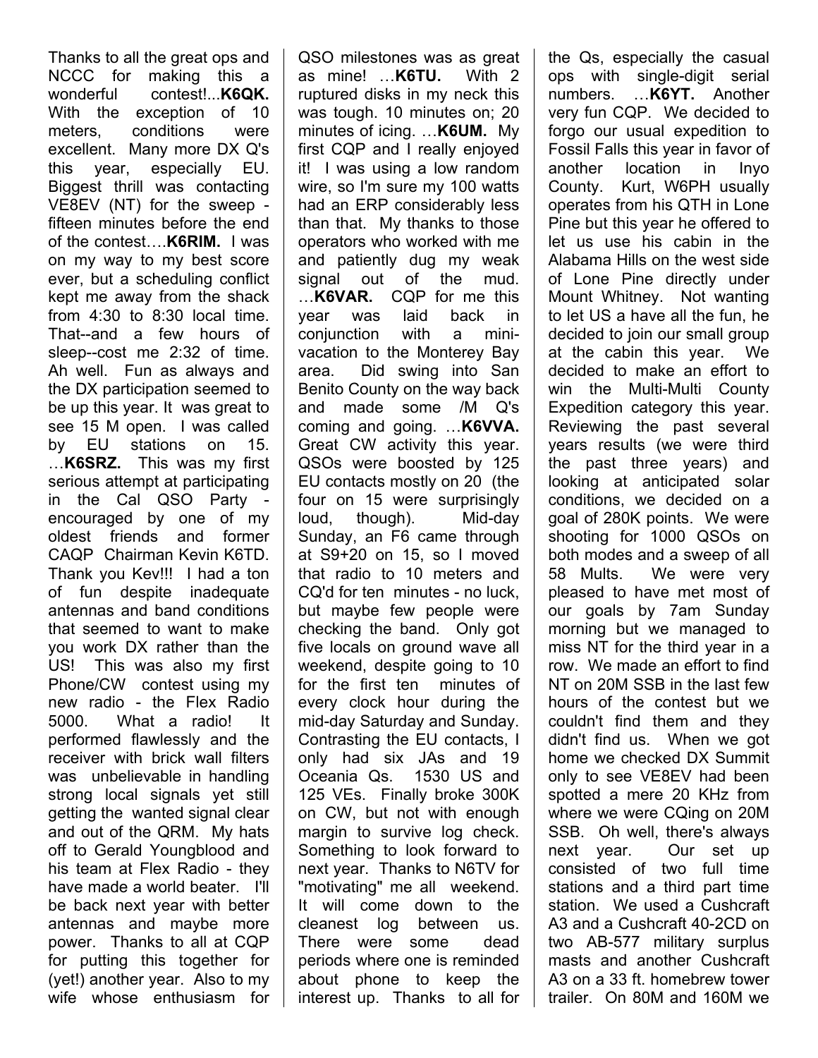Thanks to all the great ops and NCCC for making this a wonderful contest!...**K6QK.** With the exception of 10 meters, conditions were excellent. Many more DX Q's this year, especially EU. Biggest thrill was contacting VE8EV (NT) for the sweep - fifteen minutes before the end of the contest….**K6RIM.** I was on my way to my best score ever, but a scheduling conflict kept me away from the shack from 4:30 to 8:30 local time. That--and a few hours of sleep--cost me 2:32 of time. Ah well. Fun as always and the DX participation seemed to be up this year. It was great to see 15 M open. I was called by EU stations on 15. …**K6SRZ.** This was my first serious attempt at participating in the Cal QSO Party - encouraged by one of my oldest friends and former CAQP Chairman Kevin K6TD. Thank you Kev!!! I had a ton of fun despite inadequate antennas and band conditions that seemed to want to make you work DX rather than the US! This was also my first Phone/CW contest using my new radio - the Flex Radio 5000. What a radio! It performed flawlessly and the receiver with brick wall filters was unbelievable in handling strong local signals yet still getting the wanted signal clear and out of the QRM. My hats off to Gerald Youngblood and his team at Flex Radio - they have made a world beater. I'll be back next year with better antennas and maybe more power. Thanks to all at CQP for putting this together for (yet!) another year. Also to my wife whose enthusiasm for QSO milestones was as great as mine! …**K6TU.** With 2 ruptured disks in my neck this was tough. 10 minutes on; 20 minutes of icing. …**K6UM.** My first CQP and I really enjoyed it! I was using a low random wire, so I'm sure my 100 watts had an ERP considerably less than that. My thanks to those operators who worked with me and patiently dug my weak signal out of the mud. …**K6VAR.** CQP for me this year was laid back in conjunction with a mini-vacation to the Monterey Bay area. Did swing into San Benito County on the way back and made some /M Q's coming and going. …**K6VVA.** Great CW activity this year. QSOs were boosted by 125 EU contacts mostly on 20 (the four on 15 were surprisingly loud, though). Mid-day Sunday, an F6 came through at S9+20 on 15, so I moved that radio to 10 meters and CQ'd for ten minutes - no luck, but maybe few people were checking the band. Only got five locals on ground wave all weekend, despite going to 10 for the first ten minutes of every clock hour during the mid-day Saturday and Sunday. Contrasting the EU contacts, I only had six JAs and 19 Oceania Qs. 1530 US and 125 VEs. Finally broke 300K on CW, but not with enough margin to survive log check. Something to look forward to next year. Thanks to N6TV for "motivating" me all weekend. It will come down to the cleanest log between us. There were some dead periods where one is reminded about phone to keep the interest up. Thanks to all for the Qs, especially the casual ops with single-digit serial numbers. …**K6YT.** Another very fun CQP. We decided to forgo our usual expedition to Fossil Falls this year in favor of another location in Inyo County. Kurt, W6PH usually operates from his QTH in Lone Pine but this year he offered to let us use his cabin in the Alabama Hills on the west side of Lone Pine directly under Mount Whitney. Not wanting to let US a have all the fun, he decided to join our small group at the cabin this year. We decided to make an effort to win the Multi-Multi County Expedition category this year. Reviewing the past several years results (we were third the past three years) and looking at anticipated solar conditions, we decided on a goal of 280K points. We were shooting for 1000 QSOs on both modes and a sweep of all 58 Mults. We were very pleased to have met most of our goals by 7am Sunday morning but we managed to miss NT for the third year in a row. We made an effort to find NT on 20M SSB in the last few hours of the contest but we couldn't find them and they didn't find us. When we got home we checked DX Summit only to see VE8EV had been spotted a mere 20 KHz from where we were CQing on 20M SSB. Oh well, there's always next year. Our set up consisted of two full time stations and a third part time station. We used a Cushcraft A3 and a Cushcraft 40-2CD on two AB-577 military surplus masts and another Cushcraft A3 on a 33 ft. homebrew tower trailer. On 80M and 160M we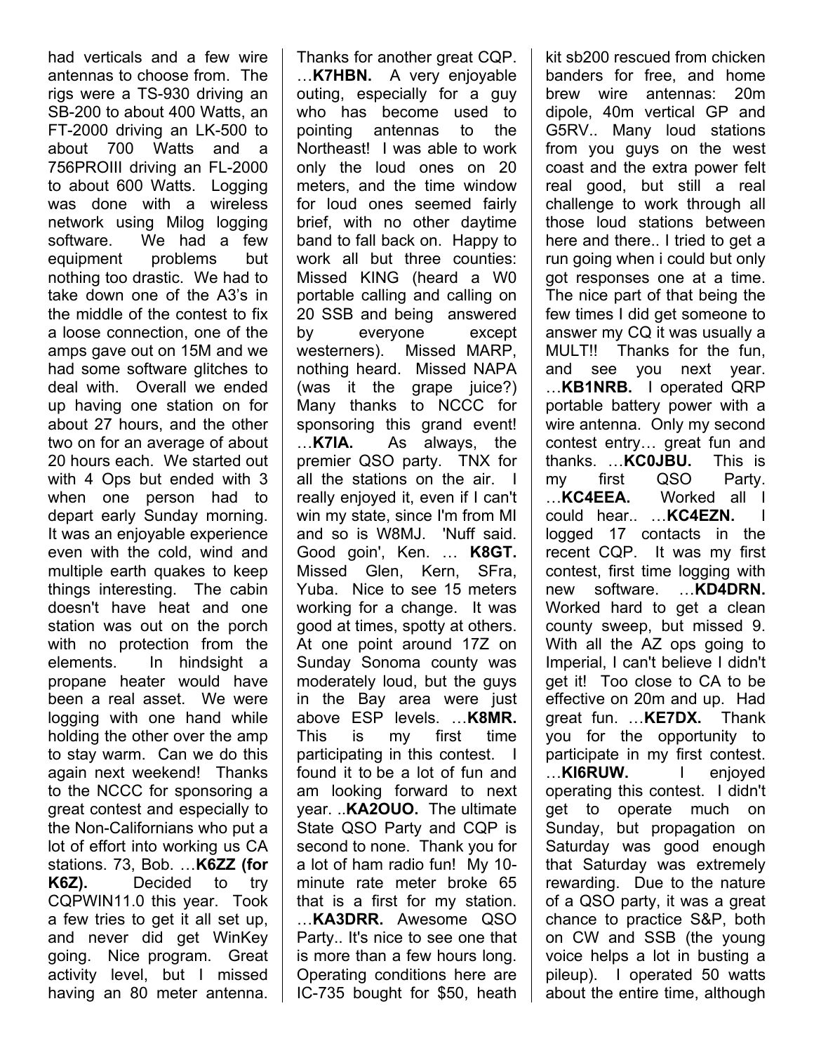had verticals and a few wire antennas to choose from. The rigs were a TS-930 driving an SB-200 to about 400 Watts, an FT-2000 driving an LK-500 to about 700 Watts and a 756PROIII driving an FL-2000 to about 600 Watts. Logging was done with a wireless network using Milog logging software. We had a few equipment problems but nothing too drastic. We had to take down one of the A3's in the middle of the contest to fix a loose connection, one of the amps gave out on 15M and we had some software glitches to deal with. Overall we ended up having one station on for about 27 hours, and the other two on for an average of about 20 hours each. We started out with 4 Ops but ended with 3 when one person had to depart early Sunday morning. It was an enjoyable experience even with the cold, wind and multiple earth quakes to keep things interesting. The cabin doesn't have heat and one station was out on the porch with no protection from the elements. In hindsight a propane heater would have been a real asset. We were logging with one hand while holding the other over the amp to stay warm. Can we do this again next weekend! Thanks to the NCCC for sponsoring a great contest and especially to the Non-Californians who put a lot of effort into working us CA stations. 73, Bob. …**K6ZZ (for K6Z).** Decided to try CQPWIN11.0 this year. Took a few tries to get it all set up, and never did get WinKey going. Nice program. Great activity level, but I missed having an 80 meter antenna. Thanks for another great CQP. …**K7HBN.** A very enjoyable outing, especially for a guy who has become used to pointing antennas to the Northeast! I was able to work only the loud ones on 20 meters, and the time window for loud ones seemed fairly brief, with no other daytime band to fall back on. Happy to work all but three counties: Missed KING (heard a W0 portable calling and calling on 20 SSB and being answered by everyone except westerners). Missed MARP, nothing heard. Missed NAPA (was it the grape juice?) Many thanks to NCCC for sponsoring this grand event! …**K7IA.** As always, the premier QSO party. TNX for all the stations on the air. I really enjoyed it, even if I can't win my state, since I'm from MI and so is W8MJ. 'Nuff said. Good goin', Ken. … **K8GT.** Missed Glen, Kern, SFra, Yuba. Nice to see 15 meters working for a change. It was good at times, spotty at others. At one point around 17Z on Sunday Sonoma county was moderately loud, but the guys in the Bay area were just above ESP levels. …**K8MR.** This is my first time participating in this contest. I found it to be a lot of fun and am looking forward to next year. ..**KA2OUO.** The ultimate State QSO Party and CQP is second to none. Thank you for a lot of ham radio fun! My 10-minute rate meter broke 65 that is a first for my station. …**KA3DRR.** Awesome QSO Party.. It's nice to see one that is more than a few hours long. Operating conditions here are IC-735 bought for $50, heath kit sb200 rescued from chicken banders for free, and home brew wire antennas: 20m dipole, 40m vertical GP and G5RV.. Many loud stations from you guys on the west coast and the extra power felt real good, but still a real challenge to work through all those loud stations between here and there.. I tried to get a run going when i could but only got responses one at a time. The nice part of that being the few times I did get someone to answer my CQ it was usually a MULT!! Thanks for the fun, and see you next year. …**KB1NRB.** I operated QRP portable battery power with a wire antenna. Only my second contest entry… great fun and thanks. …**KC0JBU.** This is my first QSO Party. …**KC4EEA.** Worked all I could hear.. …**KC4EZN.** I logged 17 contacts in the recent CQP. It was my first contest, first time logging with new software. …**KD4DRN.** Worked hard to get a clean county sweep, but missed 9. With all the AZ ops going to Imperial, I can't believe I didn't get it! Too close to CA to be effective on 20m and up. Had great fun. …**KE7DX.** Thank you for the opportunity to participate in my first contest. …**KI6RUW.** I enjoyed operating this contest. I didn't get to operate much on Sunday, but propagation on Saturday was good enough that Saturday was extremely rewarding. Due to the nature of a QSO party, it was a great chance to practice S&P, both on CW and SSB (the young voice helps a lot in busting a pileup). I operated 50 watts about the entire time, although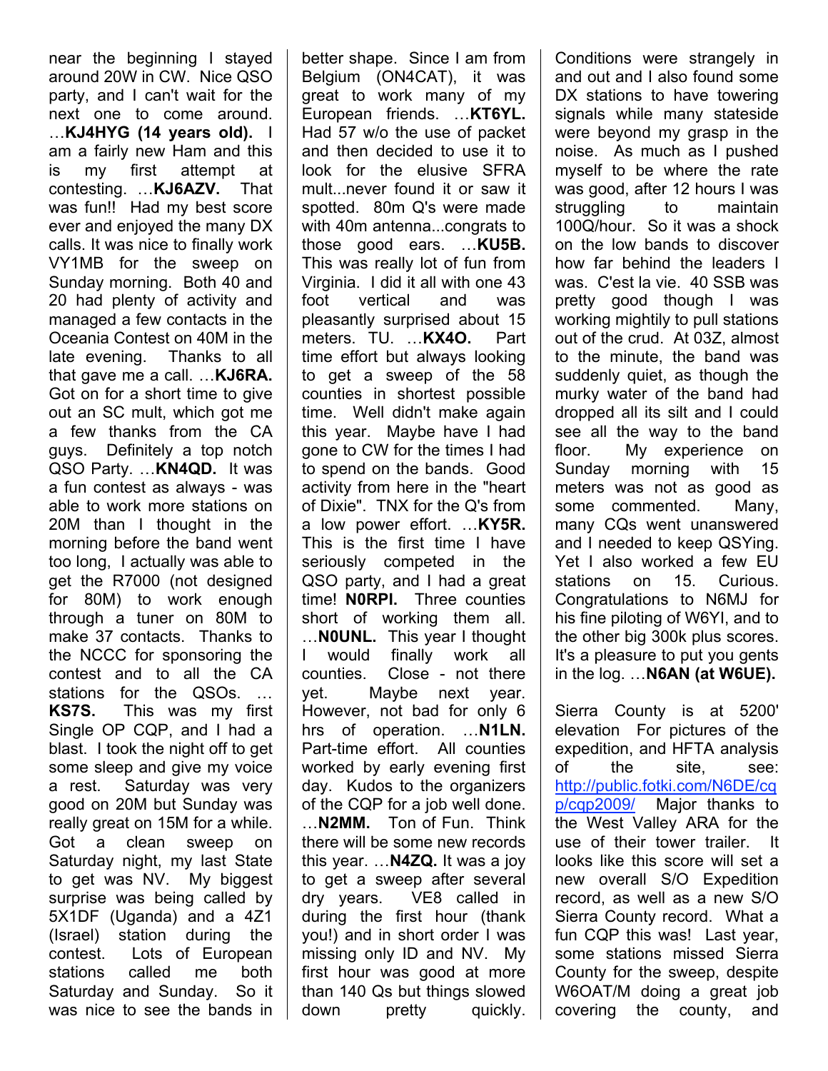near the beginning I stayed around 20W in CW. Nice QSO party, and I can't wait for the next one to come around. …**KJ4HYG (14 years old).** I am a fairly new Ham and this is my first attempt at contesting. …**KJ6AZV.** That was fun!! Had my best score ever and enjoyed the many DX calls. It was nice to finally work VY1MB for the sweep on Sunday morning. Both 40 and 20 had plenty of activity and managed a few contacts in the Oceania Contest on 40M in the late evening. Thanks to all that gave me a call. …**KJ6RA.** Got on for a short time to give out an SC mult, which got me a few thanks from the CA guys. Definitely a top notch QSO Party. …**KN4QD.** It was a fun contest as always - was able to work more stations on 20M than I thought in the morning before the band went too long, I actually was able to get the R7000 (not designed for 80M) to work enough through a tuner on 80M to make 37 contacts. Thanks to the NCCC for sponsoring the contest and to all the CA stations for the QSOs. … **KS7S.** This was my first Single OP CQP, and I had a blast. I took the night off to get some sleep and give my voice a rest. Saturday was very good on 20M but Sunday was really great on 15M for a while. Got a clean sweep on Saturday night, my last State to get was NV. My biggest surprise was being called by 5X1DF (Uganda) and a 4Z1 (Israel) station during the contest. Lots of European stations called me both Saturday and Sunday. So it was nice to see the bands in better shape. Since I am from Belgium (ON4CAT), it was great to work many of my European friends. …**KT6YL.** Had 57 w/o the use of packet and then decided to use it to look for the elusive SFRA mult...never found it or saw it spotted. 80m Q's were made with 40m antenna...congrats to those good ears. …**KU5B.** This was really lot of fun from Virginia. I did it all with one 43 foot vertical and was pleasantly surprised about 15 meters. TU. …**KX4O.** Part time effort but always looking to get a sweep of the 58 counties in shortest possible time. Well didn't make again this year. Maybe have I had gone to CW for the times I had to spend on the bands. Good activity from here in the "heart of Dixie". TNX for the Q's from a low power effort. …**KY5R.** This is the first time I have seriously competed in the QSO party, and I had a great time! **N0RPI.** Three counties short of working them all. …**N0UNL.** This year I thought I would finally work all counties. Close - not there yet. Maybe next year. However, not bad for only 6 hrs of operation. …**N1LN.** Part-time effort. All counties worked by early evening first day. Kudos to the organizers of the CQP for a job well done. …**N2MM.** Ton of Fun. Think there will be some new records this year. …**N4ZQ.** It was a joy to get a sweep after several dry years. VE8 called in during the first hour (thank you!) and in short order I was missing only ID and NV. My first hour was good at more than 140 Qs but things slowed down pretty quickly. Conditions were strangely in and out and I also found some DX stations to have towering signals while many stateside were beyond my grasp in the noise. As much as I pushed myself to be where the rate was good, after 12 hours I was struggling to maintain 100Q/hour. So it was a shock on the low bands to discover how far behind the leaders I was. C'est la vie. 40 SSB was pretty good though I was working mightily to pull stations out of the crud. At 03Z, almost to the minute, the band was suddenly quiet, as though the murky water of the band had dropped all its silt and I could see all the way to the band floor. My experience on Sunday morning with 15 meters was not as good as some commented. Many, many CQs went unanswered and I needed to keep QSYing. Yet I also worked a few EU stations on 15. Curious. Congratulations to N6MJ for his fine piloting of W6YI, and to the other big 300k plus scores. It's a pleasure to put you gents in the log. …**N6AN (at W6UE).**

Sierra County is at 5200' elevation For pictures of the expedition, and HFTA analysis of the site, see: http://public.fotki.com/N6DE/cqp/cqp2009/ Major thanks to the West Valley ARA for the use of their tower trailer. It looks like this score will set a new overall S/O Expedition record, as well as a new S/O Sierra County record. What a fun CQP this was! Last year, some stations missed Sierra County for the sweep, despite W6OAT/M doing a great job covering the county, and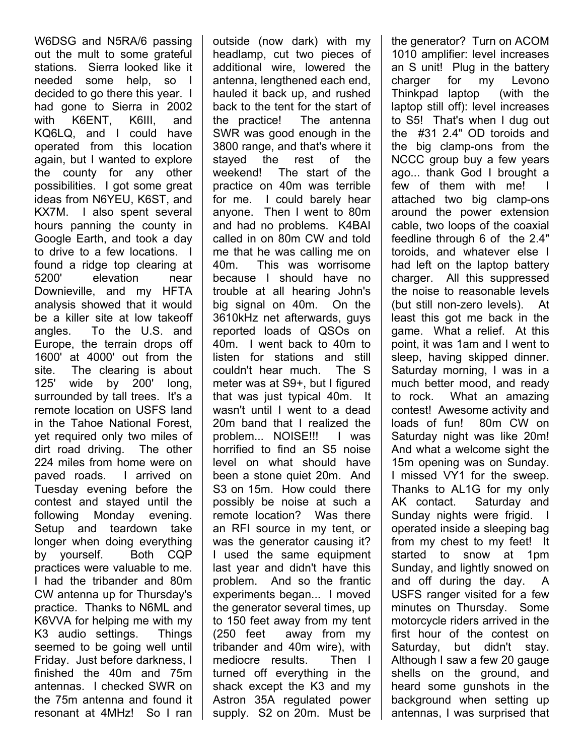W6DSG and N5RA/6 passing out the mult to some grateful stations. Sierra looked like it needed some help, so I decided to go there this year. I had gone to Sierra in 2002 with K6ENT, K6III, and KQ6LQ, and I could have operated from this location again, but I wanted to explore the county for any other possibilities. I got some great ideas from N6YEU, K6ST, and KX7M. I also spent several hours panning the county in Google Earth, and took a day to drive to a few locations. I found a ridge top clearing at 5200' elevation near Downieville, and my HFTA analysis showed that it would be a killer site at low takeoff angles. To the U.S. and Europe, the terrain drops off 1600' at 4000' out from the site. The clearing is about 125' wide by 200' long, surrounded by tall trees. It's a remote location on USFS land in the Tahoe National Forest, yet required only two miles of dirt road driving. The other 224 miles from home were on paved roads. I arrived on Tuesday evening before the contest and stayed until the following Monday evening. Setup and teardown take longer when doing everything by yourself. Both CQP practices were valuable to me. I had the tribander and 80m CW antenna up for Thursday's practice. Thanks to N6ML and K6VVA for helping me with my K3 audio settings. Things seemed to be going well until Friday. Just before darkness, I finished the 40m and 75m antennas. I checked SWR on the 75m antenna and found it resonant at 4MHz! So I ran outside (now dark) with my headlamp, cut two pieces of additional wire, lowered the antenna, lengthened each end, hauled it back up, and rushed back to the tent for the start of the practice! The antenna SWR was good enough in the 3800 range, and that's where it stayed the rest of the weekend! The start of the practice on 40m was terrible for me. I could barely hear anyone. Then I went to 80m and had no problems. K4BAI called in on 80m CW and told me that he was calling me on 40m. This was worrisome because I should have no trouble at all hearing John's big signal on 40m. On the 3610kHz net afterwards, guys reported loads of QSOs on 40m. I went back to 40m to listen for stations and still couldn't hear much. The S meter was at S9+, but I figured that was just typical 40m. It wasn't until I went to a dead 20m band that I realized the problem... NOISE!!! I was horrified to find an S5 noise level on what should have been a stone quiet 20m. And S3 on 15m. How could there possibly be noise at such a remote location? Was there an RFI source in my tent, or was the generator causing it? I used the same equipment last year and didn't have this problem. And so the frantic experiments began... I moved the generator several times, up to 150 feet away from my tent (250 feet away from my tribander and 40m wire), with mediocre results. Then I turned off everything in the shack except the K3 and my Astron 35A regulated power supply. S2 on 20m. Must be the generator? Turn on ACOM 1010 amplifier: level increases an S unit! Plug in the battery charger for my Levono Thinkpad laptop (with the laptop still off): level increases to S5! That's when I dug out the #31 2.4" OD toroids and the big clamp-ons from the NCCC group buy a few years ago... thank God I brought a few of them with me! I attached two big clamp-ons around the power extension cable, two loops of the coaxial feedline through 6 of the 2.4" toroids, and whatever else I had left on the laptop battery charger. All this suppressed the noise to reasonable levels (but still non-zero levels). At least this got me back in the game. What a relief. At this point, it was 1am and I went to sleep, having skipped dinner. Saturday morning, I was in a much better mood, and ready to rock. What an amazing contest! Awesome activity and loads of fun! 80m CW on Saturday night was like 20m! And what a welcome sight the 15m opening was on Sunday. I missed VY1 for the sweep. Thanks to AL1G for my only AK contact. Saturday and Sunday nights were frigid. I operated inside a sleeping bag from my chest to my feet! It started to snow at 1pm Sunday, and lightly snowed on and off during the day. A USFS ranger visited for a few minutes on Thursday. Some motorcycle riders arrived in the first hour of the contest on Saturday, but didn't stay. Although I saw a few 20 gauge shells on the ground, and heard some gunshots in the background when setting up antennas, I was surprised that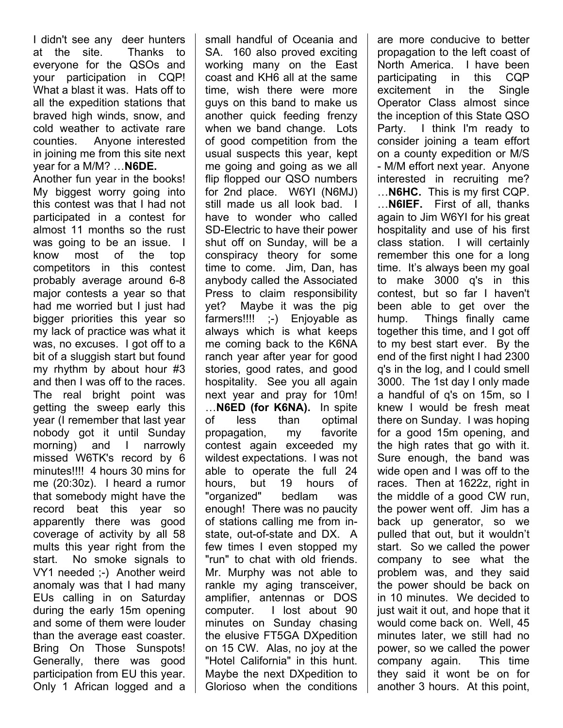I didn't see any deer hunters at the site. Thanks to everyone for the QSOs and your participation in CQP! What a blast it was. Hats off to all the expedition stations that braved high winds, snow, and cold weather to activate rare counties. Anyone interested in joining me from this site next year for a M/M? …**N6DE.**

Another fun year in the books! My biggest worry going into this contest was that I had not participated in a contest for almost 11 months so the rust was going to be an issue. I know most of the top competitors in this contest probably average around 6-8 major contests a year so that had me worried but I just had bigger priorities this year so my lack of practice was what it was, no excuses. I got off to a bit of a sluggish start but found my rhythm by about hour #3 and then I was off to the races. The real bright point was getting the sweep early this year (I remember that last year nobody got it until Sunday morning) and I narrowly missed W6TK's record by 6 minutes!!!! 4 hours 30 mins for me (20:30z). I heard a rumor that somebody might have the record beat this year so apparently there was good coverage of activity by all 58 mults this year right from the start. No smoke signals to VY1 needed ;-) Another weird anomaly was that I had many EUs calling in on Saturday during the early 15m opening and some of them were louder than the average east coaster. Bring On Those Sunspots! Generally, there was good participation from EU this year. Only 1 African logged and a small handful of Oceania and SA. 160 also proved exciting working many on the East coast and KH6 all at the same time, wish there were more guys on this band to make us another quick feeding frenzy when we band change. Lots of good competition from the usual suspects this year, kept me going and going as we all flip flopped our QSO numbers for 2nd place. W6YI (N6MJ) still made us all look bad. I have to wonder who called SD-Electric to have their power shut off on Sunday, will be a conspiracy theory for some time to come. Jim, Dan, has anybody called the Associated Press to claim responsibility yet? Maybe it was the pig farmers!!!! ;-) Enjoyable as always which is what keeps me coming back to the K6NA ranch year after year for good stories, good rates, and good hospitality. See you all again next year and pray for 10m! …**N6ED (for K6NA).**

In spite of less than optimal propagation, my favorite contest again exceeded my wildest expectations. I was not able to operate the full 24 hours, but 19 hours of "organized" bedlam was enough! There was no paucity of stations calling me from in-state, out-of-state and DX. A few times I even stopped my "run" to chat with old friends. Mr. Murphy was not able to rankle my aging transceiver, amplifier, antennas or DOS computer. I lost about 90 minutes on Sunday chasing the elusive FT5GA DXpedition on 15 CW. Alas, no joy at the "Hotel California" in this hunt. Maybe the next DXpedition to Glorioso when the conditions are more conducive to better propagation to the left coast of North America. I have been participating in this CQP excitement in the Single Operator Class almost since the inception of this State QSO Party. I think I'm ready to consider joining a team effort on a county expedition or M/S - M/M effort next year. Anyone interested in recruiting me? …**N6HC.**

This is my first CQP. …**N6IEF.**

First of all, thanks again to Jim W6YI for his great hospitality and use of his first class station. I will certainly remember this one for a long time. It's always been my goal to make 3000 q's in this contest, but so far I haven't been able to get over the hump. Things finally came together this time, and I got off to my best start ever. By the end of the first night I had 2300 q's in the log, and I could smell 3000. The 1st day I only made a handful of q's on 15m, so I knew I would be fresh meat there on Sunday. I was hoping for a good 15m opening, and the high rates that go with it. Sure enough, the band was wide open and I was off to the races. Then at 1622z, right in the middle of a good CW run, the power went off. Jim has a back up generator, so we pulled that out, but it wouldn't start. So we called the power company to see what the problem was, and they said the power should be back on in 10 minutes. We decided to just wait it out, and hope that it would come back on. Well, 45 minutes later, we still had no power, so we called the power company again. This time they said it wont be on for another 3 hours. At this point,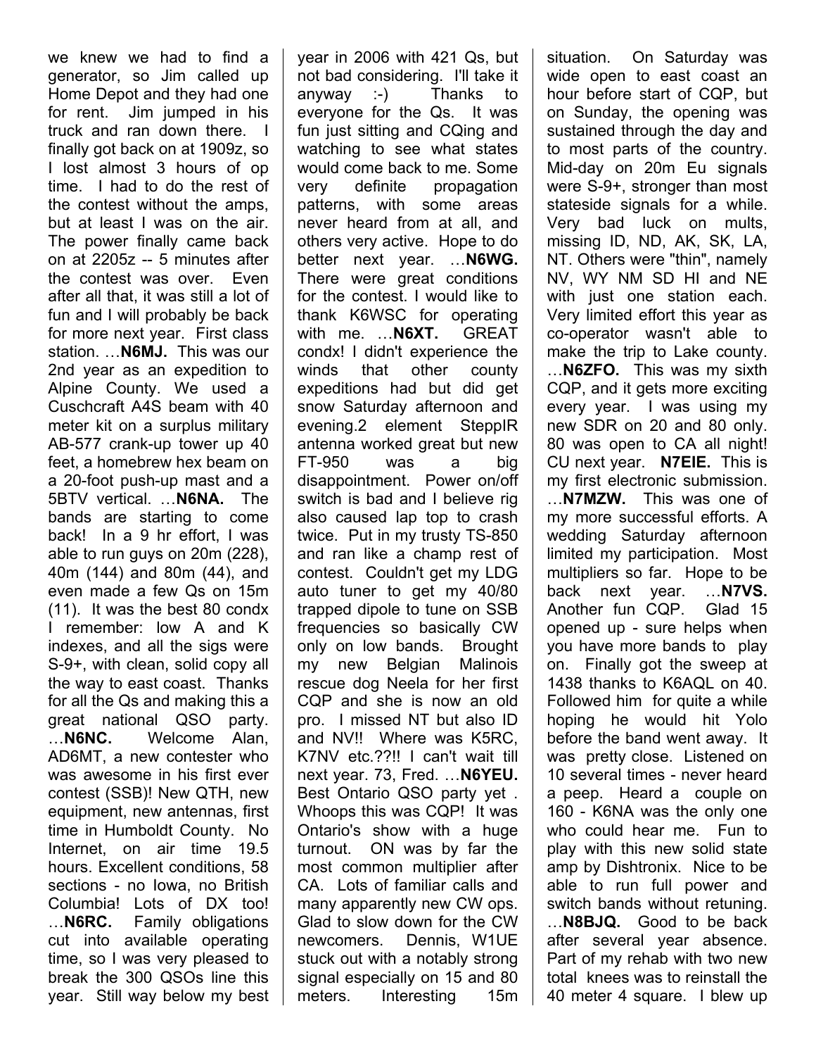we knew we had to find a generator, so Jim called up Home Depot and they had one for rent. Jim jumped in his truck and ran down there. I finally got back on at 1909z, so I lost almost 3 hours of op time. I had to do the rest of the contest without the amps, but at least I was on the air. The power finally came back on at 2205z -- 5 minutes after the contest was over. Even after all that, it was still a lot of fun and I will probably be back for more next year. First class station. …**N6MJ.** This was our 2nd year as an expedition to Alpine County. We used a Cuschcraft A4S beam with 40 meter kit on a surplus military AB-577 crank-up tower up 40 feet, a homebrew hex beam on a 20-foot push-up mast and a 5BTV vertical. …**N6NA.** The bands are starting to come back! In a 9 hr effort, I was able to run guys on 20m (228), 40m (144) and 80m (44), and even made a few Qs on 15m (11). It was the best 80 condx I remember: low A and K indexes, and all the sigs were S-9+, with clean, solid copy all the way to east coast. Thanks for all the Qs and making this a great national QSO party. …**N6NC.** Welcome Alan, AD6MT, a new contester who was awesome in his first ever contest (SSB)! New QTH, new equipment, new antennas, first time in Humboldt County. No Internet, on air time 19.5 hours. Excellent conditions, 58 sections - no Iowa, no British Columbia! Lots of DX too! …**N6RC.** Family obligations cut into available operating time, so I was very pleased to break the 300 QSOs line this year. Still way below my best year in 2006 with 421 Qs, but not bad considering. I'll take it anyway :-) Thanks to everyone for the Qs. It was fun just sitting and CQing and watching to see what states would come back to me. Some very definite propagation patterns, with some areas never heard from at all, and others very active. Hope to do better next year. …**N6WG.** There were great conditions for the contest. I would like to thank K6WSC for operating with me. …**N6XT.** GREAT condx! I didn't experience the winds that other county expeditions had but did get snow Saturday afternoon and evening.2 element SteppIR antenna worked great but new FT-950 was a big disappointment. Power on/off switch is bad and I believe rig also caused lap top to crash twice. Put in my trusty TS-850 and ran like a champ rest of contest. Couldn't get my LDG auto tuner to get my 40/80 trapped dipole to tune on SSB frequencies so basically CW only on low bands. Brought my new Belgian Malinois rescue dog Neela for her first CQP and she is now an old pro. I missed NT but also ID and NV!! Where was K5RC, K7NV etc.??!! I can't wait till next year. 73, Fred. …**N6YEU.** Best Ontario QSO party yet . Whoops this was CQP! It was Ontario's show with a huge turnout. ON was by far the most common multiplier after CA. Lots of familiar calls and many apparently new CW ops. Glad to slow down for the CW newcomers. Dennis, W1UE stuck out with a notably strong signal especially on 15 and 80 meters. Interesting 15m situation. On Saturday was wide open to east coast an hour before start of CQP, but on Sunday, the opening was sustained through the day and to most parts of the country. Mid-day on 20m Eu signals were S-9+, stronger than most stateside signals for a while. Very bad luck on mults, missing ID, ND, AK, SK, LA, NT. Others were "thin", namely NV, WY NM SD HI and NE with just one station each. Very limited effort this year as co-operator wasn't able to make the trip to Lake county. …**N6ZFO.** This was my sixth CQP, and it gets more exciting every year. I was using my new SDR on 20 and 80 only. 80 was open to CA all night! CU next year. **N7EIE.** This is my first electronic submission. …**N7MZW.** This was one of my more successful efforts. A wedding Saturday afternoon limited my participation. Most multipliers so far. Hope to be back next year. …**N7VS.** Another fun CQP. Glad 15 opened up - sure helps when you have more bands to play on. Finally got the sweep at 1438 thanks to K6AQL on 40. Followed him for quite a while hoping he would hit Yolo before the band went away. It was pretty close. Listened on 10 several times - never heard a peep. Heard a couple on 160 - K6NA was the only one who could hear me. Fun to play with this new solid state amp by Dishtronix. Nice to be able to run full power and switch bands without retuning. …**N8BJQ.** Good to be back after several year absence. Part of my rehab with two new total knees was to reinstall the 40 meter 4 square. I blew up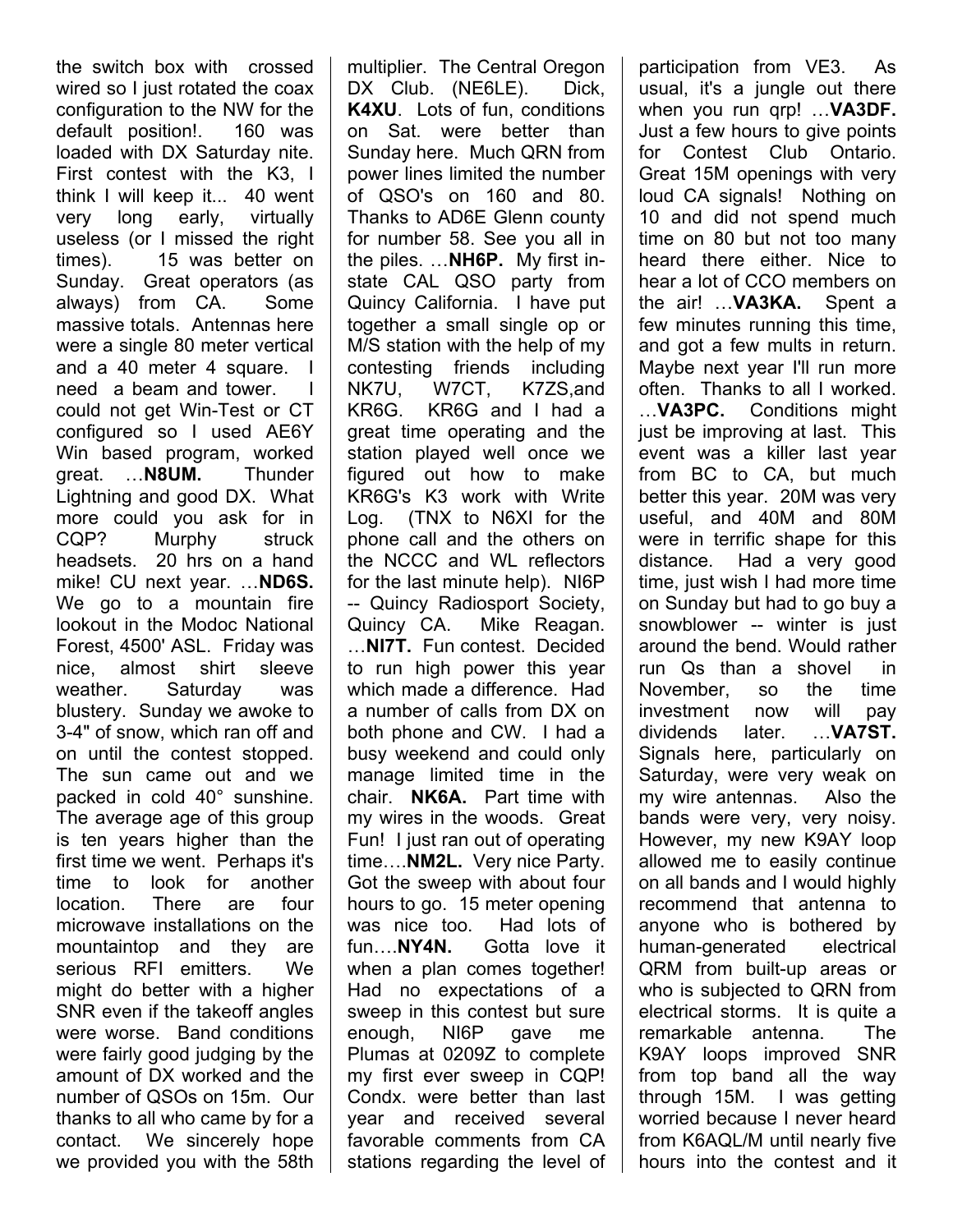the switch box with crossed wired so I just rotated the coax configuration to the NW for the default position!. 160 was loaded with DX Saturday nite. First contest with the K3, I think I will keep it... 40 went very long early, virtually useless (or I missed the right times). 15 was better on Sunday. Great operators (as always) from CA. Some massive totals. Antennas here were a single 80 meter vertical and a 40 meter 4 square. I need a beam and tower. I could not get Win-Test or CT configured so I used AE6Y Win based program, worked great. …**N8UM.** Thunder Lightning and good DX. What more could you ask for in CQP? Murphy struck headsets. 20 hrs on a hand mike! CU next year. …**ND6S.** We go to a mountain fire lookout in the Modoc National Forest, 4500' ASL. Friday was nice, almost shirt sleeve weather. Saturday was blustery. Sunday we awoke to 3-4" of snow, which ran off and on until the contest stopped. The sun came out and we packed in cold 40° sunshine. The average age of this group is ten years higher than the first time we went. Perhaps it's time to look for another location. There are four microwave installations on the mountaintop and they are serious RFI emitters. We might do better with a higher SNR even if the takeoff angles were worse. Band conditions were fairly good judging by the amount of DX worked and the number of QSOs on 15m. Our thanks to all who came by for a contact. We sincerely hope we provided you with the 58th multiplier. The Central Oregon DX Club. (NE6LE). Dick, **K4XU**. Lots of fun, conditions on Sat. were better than Sunday here. Much QRN from power lines limited the number of QSO's on 160 and 80. Thanks to AD6E Glenn county for number 58. See you all in the piles. …**NH6P.** My first in-state CAL QSO party from Quincy California. I have put together a small single op or M/S station with the help of my contesting friends including NK7U, W7CT, K7ZS,and KR6G. KR6G and I had a great time operating and the station played well once we figured out how to make KR6G's K3 work with Write Log. (TNX to N6XI for the phone call and the others on the NCCC and WL reflectors for the last minute help). NI6P -- Quincy Radiosport Society, Quincy CA. Mike Reagan. …**NI7T.** Fun contest. Decided to run high power this year which made a difference. Had a number of calls from DX on both phone and CW. I had a busy weekend and could only manage limited time in the chair. **NK6A.** Part time with my wires in the woods. Great Fun! I just ran out of operating time….**NM2L.** Very nice Party. Got the sweep with about four hours to go. 15 meter opening was nice too. Had lots of fun….**NY4N.** Gotta love it when a plan comes together! Had no expectations of a sweep in this contest but sure enough, NI6P gave me Plumas at 0209Z to complete my first ever sweep in CQP! Condx. were better than last year and received several favorable comments from CA stations regarding the level of participation from VE3. As usual, it's a jungle out there when you run qrp! …**VA3DF.** Just a few hours to give points for Contest Club Ontario. Great 15M openings with very loud CA signals! Nothing on 10 and did not spend much time on 80 but not too many heard there either. Nice to hear a lot of CCO members on the air! …**VA3KA.** Spent a few minutes running this time, and got a few mults in return. Maybe next year I'll run more often. Thanks to all I worked. …**VA3PC.** Conditions might just be improving at last. This event was a killer last year from BC to CA, but much better this year. 20M was very useful, and 40M and 80M were in terrific shape for this distance. Had a very good time, just wish I had more time on Sunday but had to go buy a snowblower -- winter is just around the bend. Would rather run Qs than a shovel in November, so the time investment now will pay dividends later. …**VA7ST.** Signals here, particularly on Saturday, were very weak on my wire antennas. Also the bands were very, very noisy. However, my new K9AY loop allowed me to easily continue on all bands and I would highly recommend that antenna to anyone who is bothered by human-generated electrical QRM from built-up areas or who is subjected to QRN from electrical storms. It is quite a remarkable antenna. The K9AY loops improved SNR from top band all the way through 15M. I was getting worried because I never heard from K6AQL/M until nearly five hours into the contest and it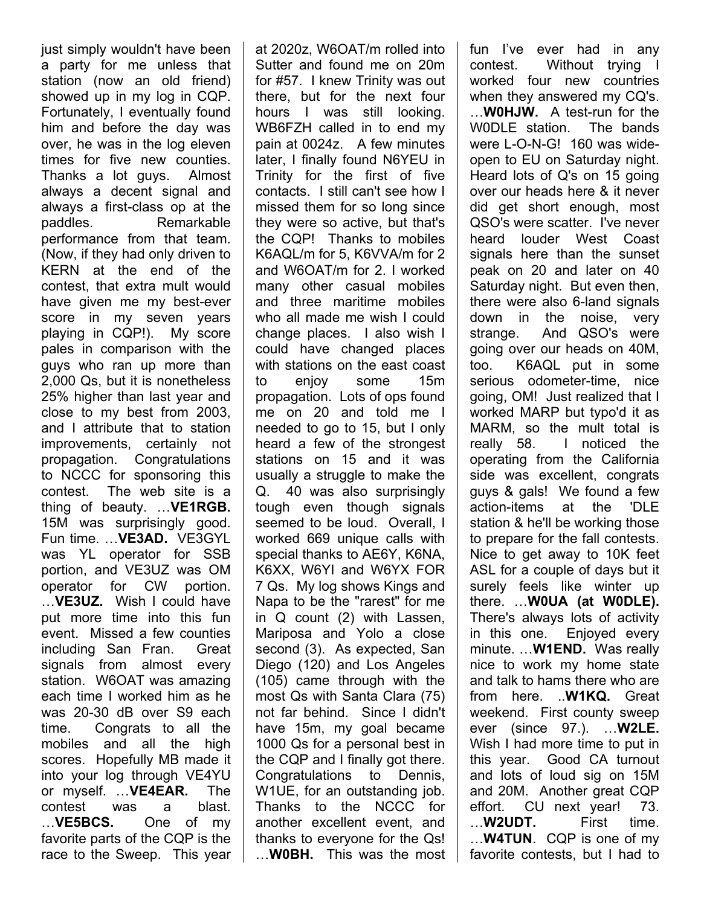just simply wouldn't have been a party for me unless that station (now an old friend) showed up in my log in CQP. Fortunately, I eventually found him and before the day was over, he was in the log eleven times for five new counties. Thanks a lot guys. Almost always a decent signal and always a first-class op at the paddles. Remarkable performance from that team. (Now, if they had only driven to KERN at the end of the contest, that extra mult would have given me my best-ever score in my seven years playing in CQP!). My score pales in comparison with the guys who ran up more than 2,000 Qs, but it is nonetheless 25% higher than last year and close to my best from 2003, and I attribute that to station improvements, certainly not propagation. Congratulations to NCCC for sponsoring this contest. The web site is a thing of beauty. …**VE1RGB.** 15M was surprisingly good. Fun time. …**VE3AD.** VE3GYL was YL operator for SSB portion, and VE3UZ was OM operator for CW portion. …**VE3UZ.** Wish I could have put more time into this fun event. Missed a few counties including San Fran. Great signals from almost every station. W6OAT was amazing each time I worked him as he was 20-30 dB over S9 each time. Congrats to all the mobiles and all the high scores. Hopefully MB made it into your log through VE4YU or myself. …**VE4EAR.** The contest was a blast. …**VE5BCS.** One of my favorite parts of the CQP is the race to the Sweep. This year at 2020z, W6OAT/m rolled into Sutter and found me on 20m for #57. I knew Trinity was out there, but for the next four hours I was still looking. WB6FZH called in to end my pain at 0024z. A few minutes later, I finally found N6YEU in Trinity for the first of five contacts. I still can't see how I missed them for so long since they were so active, but that's the CQP! Thanks to mobiles K6AQL/m for 5, K6VVA/m for 2 and W6OAT/m for 2. I worked many other casual mobiles and three maritime mobiles who all made me wish I could change places. I also wish I could have changed places with stations on the east coast to enjoy some 15m propagation. Lots of ops found me on 20 and told me I needed to go to 15, but I only heard a few of the strongest stations on 15 and it was usually a struggle to make the Q. 40 was also surprisingly tough even though signals seemed to be loud. Overall, I worked 669 unique calls with special thanks to AE6Y, K6NA, K6XX, W6YI and W6YX FOR 7 Qs. My log shows Kings and Napa to be the "rarest" for me in Q count (2) with Lassen, Mariposa and Yolo a close second (3). As expected, San Diego (120) and Los Angeles (105) came through with the most Qs with Santa Clara (75) not far behind. Since I didn't have 15m, my goal became 1000 Qs for a personal best in the CQP and I finally got there. Congratulations to Dennis, W1UE, for an outstanding job. Thanks to the NCCC for another excellent event, and thanks to everyone for the Qs! …**W0BH.** This was the most fun I've ever had in any contest. Without trying I worked four new countries when they answered my CQ's. …**W0HJW.** A test-run for the W0DLE station. The bands were L-O-N-G! 160 was wide-open to EU on Saturday night. Heard lots of Q's on 15 going over our heads here & it never did get short enough, most QSO's were scatter. I've never heard louder West Coast signals here than the sunset peak on 20 and later on 40 Saturday night. But even then, there were also 6-land signals down in the noise, very strange. And QSO's were going over our heads on 40M, too. K6AQL put in some serious odometer-time, nice going, OM! Just realized that I worked MARP but typo'd it as MARM, so the mult total is really 58. I noticed the operating from the California side was excellent, congrats guys & gals! We found a few action-items at the 'DLE station & he'll be working those to prepare for the fall contests. Nice to get away to 10K feet ASL for a couple of days but it surely feels like winter up there. …**W0UA (at W0DLE).** There's always lots of activity in this one. Enjoyed every minute. …**W1END.** Was really nice to work my home state and talk to hams there who are from here. ..**W1KQ.** Great weekend. First county sweep ever (since 97.). …**W2LE.** Wish I had more time to put in this year. Good CA turnout and lots of loud sig on 15M and 20M. Another great CQP effort. CU next year! 73. …**W2UDT.** First time. …**W4TUN**. CQP is one of my favorite contests, but I had to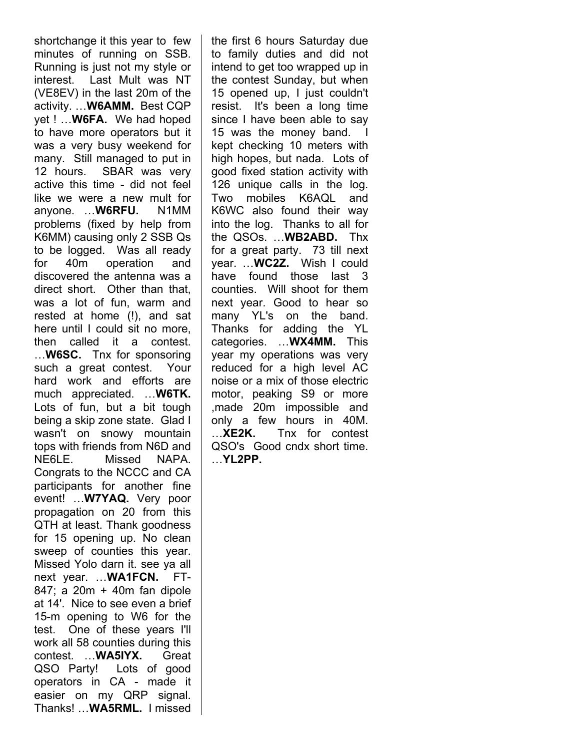shortchange it this year to few minutes of running on SSB. Running is just not my style or interest. Last Mult was NT (VE8EV) in the last 20m of the activity. …**W6AMM.** Best CQP yet ! …**W6FA.** We had hoped to have more operators but it was a very busy weekend for many. Still managed to put in 12 hours. SBAR was very active this time - did not feel like we were a new mult for anyone. …**W6RFU.** N1MM problems (fixed by help from K6MM) causing only 2 SSB Qs to be logged. Was all ready for 40m operation and discovered the antenna was a direct short. Other than that, was a lot of fun, warm and rested at home (!), and sat here until I could sit no more, then called it a contest. …**W6SC.** Tnx for sponsoring such a great contest. Your hard work and efforts are much appreciated. …**W6TK.** Lots of fun, but a bit tough being a skip zone state. Glad I wasn't on snowy mountain tops with friends from N6D and NE6LE. Missed NAPA. Congrats to the NCCC and CA participants for another fine event! …**W7YAQ.** Very poor propagation on 20 from this QTH at least. Thank goodness for 15 opening up. No clean sweep of counties this year. Missed Yolo darn it. see ya all next year. …**WA1FCN.** FT-847; a 20m + 40m fan dipole at 14'. Nice to see even a brief 15-m opening to W6 for the test. One of these years I'll work all 58 counties during this contest. …**WA5IYX.** Great QSO Party! Lots of good operators in CA - made it easier on my QRP signal. Thanks! …**WA5RML.** I missed the first 6 hours Saturday due to family duties and did not intend to get too wrapped up in the contest Sunday, but when 15 opened up, I just couldn't resist. It's been a long time since I have been able to say 15 was the money band. I kept checking 10 meters with high hopes, but nada. Lots of good fixed station activity with 126 unique calls in the log. Two mobiles K6AQL and K6WC also found their way into the log. Thanks to all for the QSOs. …**WB2ABD.** Thx for a great party. 73 till next year. …**WC2Z.** Wish I could have found those last 3 counties. Will shoot for them next year. Good to hear so many YL's on the band. Thanks for adding the YL categories. …**WX4MM.** This year my operations was very reduced for a high level AC noise or a mix of those electric motor, peaking S9 or more ,made 20m impossible and only a few hours in 40M. …**XE2K.** Tnx for contest QSO's Good cndx short time. …**YL2PP.**